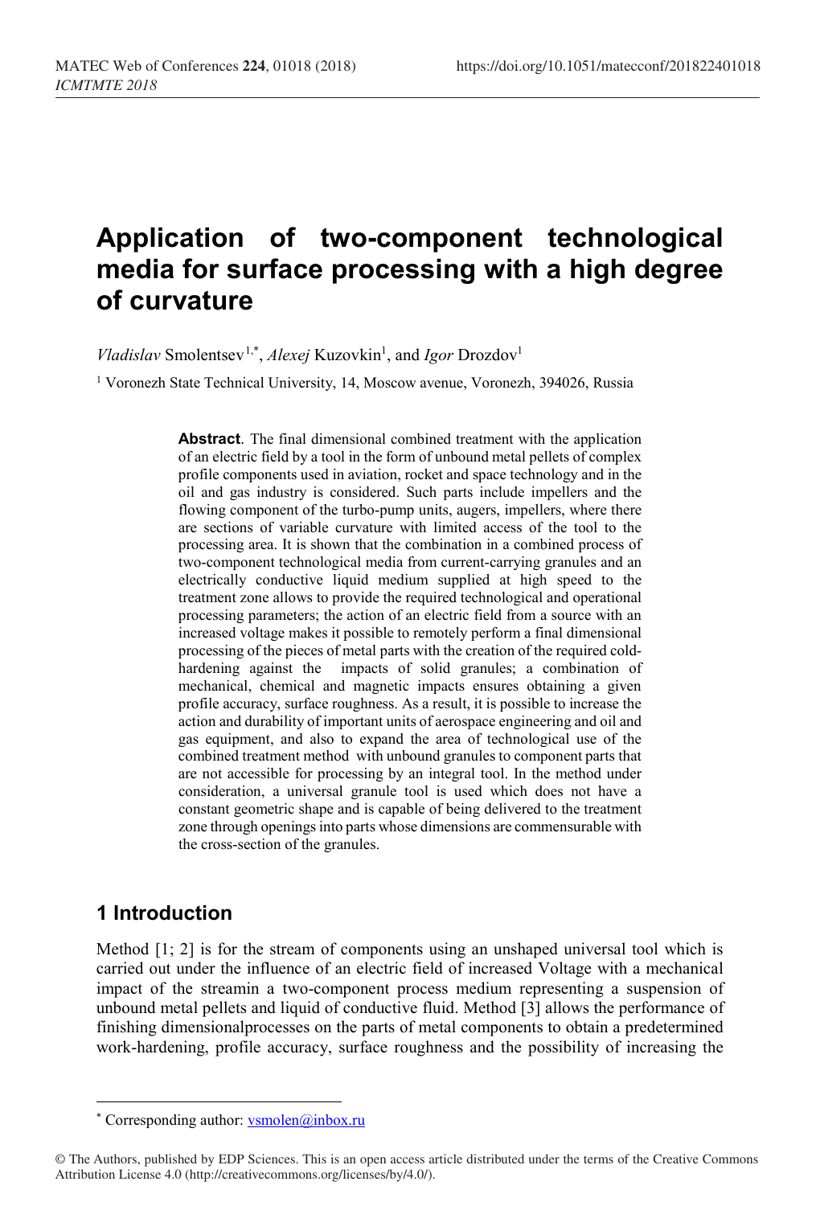# Application of two-component technological media for surface processing with a high degree of curvature

*Vladislav* Smolentsev[1,*], *Alexej* Kuzovkin[1], and *Igor* Drozdov[1]

[1] Voronezh State Technical University, 14, Moscow avenue, Voronezh, 394026, Russia

**Abstract**. The final dimensional combined treatment with the application of an electric field by a tool in the form of unbound metal pellets of complex profile components used in aviation, rocket and space technology and in the oil and gas industry is considered. Such parts include impellers and the flowing component of the turbo-pump units, augers, impellers, where there are sections of variable curvature with limited access of the tool to the processing area. It is shown that the combination in a combined process of two-component technological media from current-carrying granules and an electrically conductive liquid medium supplied at high speed to the treatment zone allows to provide the required technological and operational processing parameters; the action of an electric field from a source with an increased voltage makes it possible to remotely perform a final dimensional processing of the pieces of metal parts with the creation of the required cold-hardening against the impacts of solid granules; a combination of mechanical, chemical and magnetic impacts ensures obtaining a given profile accuracy, surface roughness. As a result, it is possible to increase the action and durability of important units of aerospace engineering and oil and gas equipment, and also to expand the area of technological use of the combined treatment method with unbound granules to component parts that are not accessible for processing by an integral tool. In the method under consideration, a universal granule tool is used which does not have a constant geometric shape and is capable of being delivered to the treatment zone through openings into parts whose dimensions are commensurable with the cross-section of the granules.

## 1 Introduction

Method [1; 2] is for the stream of components using an unshaped universal tool which is carried out under the influence of an electric field of increased Voltage with a mechanical impact of the streamin a two-component process medium representing a suspension of unbound metal pellets and liquid of conductive fluid. Method [3] allows the performance of finishing dimensionalprocesses on the parts of metal components to obtain a predetermined work-hardening, profile accuracy, surface roughness and the possibility of increasing the

* Corresponding author: vsmolen@inbox.ru

© The Authors, published by EDP Sciences. This is an open access article distributed under the terms of the Creative Commons Attribution License 4.0 (http://creativecommons.org/licenses/by/4.0/).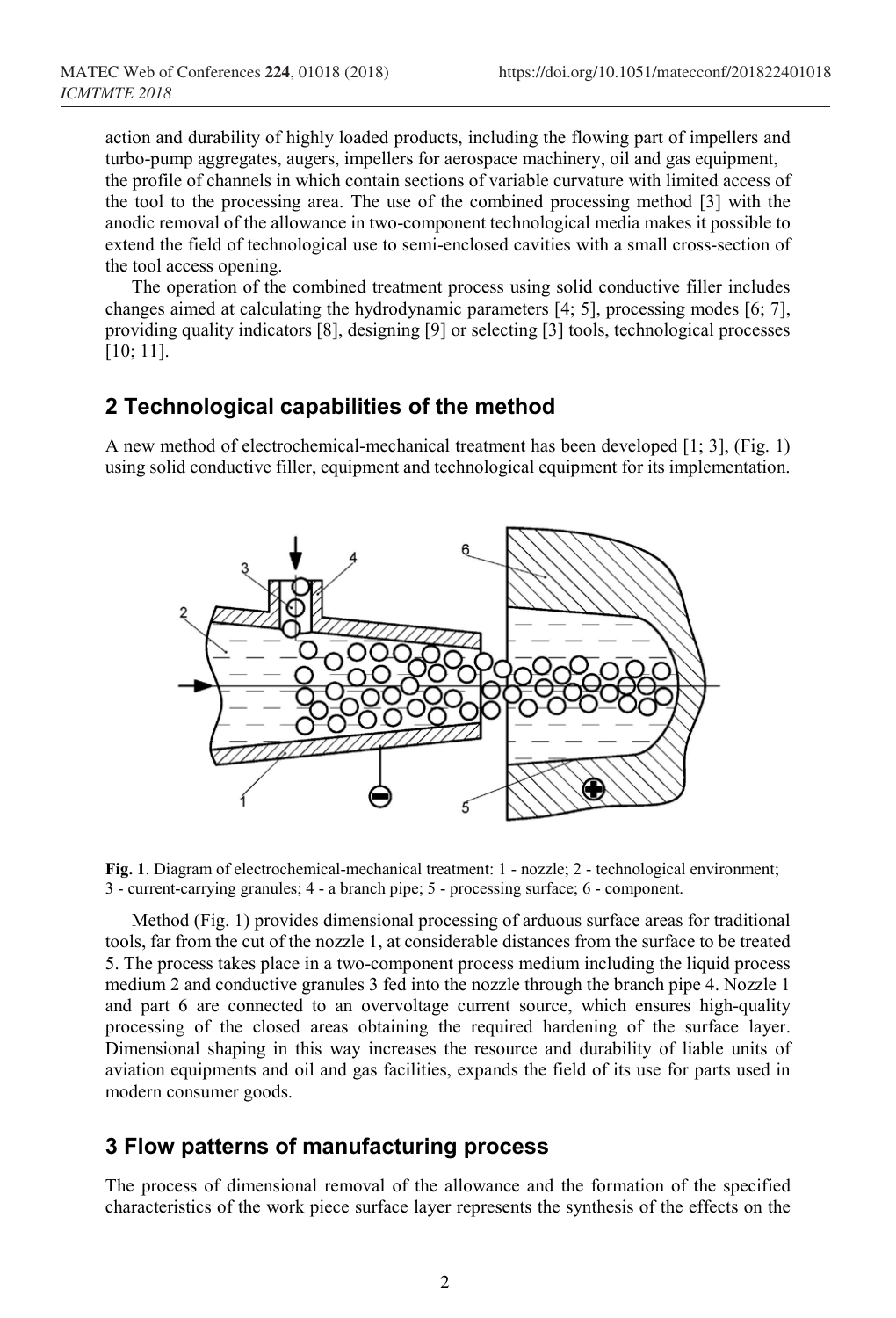action and durability of highly loaded products, including the flowing part of impellers and turbo-pump aggregates, augers, impellers for aerospace machinery, oil and gas equipment, the profile of channels in which contain sections of variable curvature with limited access of the tool to the processing area. The use of the combined processing method [3] with the anodic removal of the allowance in two-component technological media makes it possible to extend the field of technological use to semi-enclosed cavities with a small cross-section of the tool access opening.

The operation of the combined treatment process using solid conductive filler includes changes aimed at calculating the hydrodynamic parameters [4; 5], processing modes [6; 7], providing quality indicators [8], designing [9] or selecting [3] tools, technological processes [10; 11].

## 2 Technological capabilities of the method

A new method of electrochemical-mechanical treatment has been developed [1; 3], (Fig. 1) using solid conductive filler, equipment and technological equipment for its implementation.

**Fig. 1**. Diagram of electrochemical-mechanical treatment: 1 - nozzle; 2 - technological environment; 3 - current-carrying granules; 4 - a branch pipe; 5 - processing surface; 6 - component.

Method (Fig. 1) provides dimensional processing of arduous surface areas for traditional tools, far from the cut of the nozzle 1, at considerable distances from the surface to be treated 5. The process takes place in a two-component process medium including the liquid process medium 2 and conductive granules 3 fed into the nozzle through the branch pipe 4. Nozzle 1 and part 6 are connected to an overvoltage current source, which ensures high-quality processing of the closed areas obtaining the required hardening of the surface layer. Dimensional shaping in this way increases the resource and durability of liable units of aviation equipments and oil and gas facilities, expands the field of its use for parts used in modern consumer goods.

## 3 Flow patterns of manufacturing process

The process of dimensional removal of the allowance and the formation of the specified characteristics of the work piece surface layer represents the synthesis of the effects on the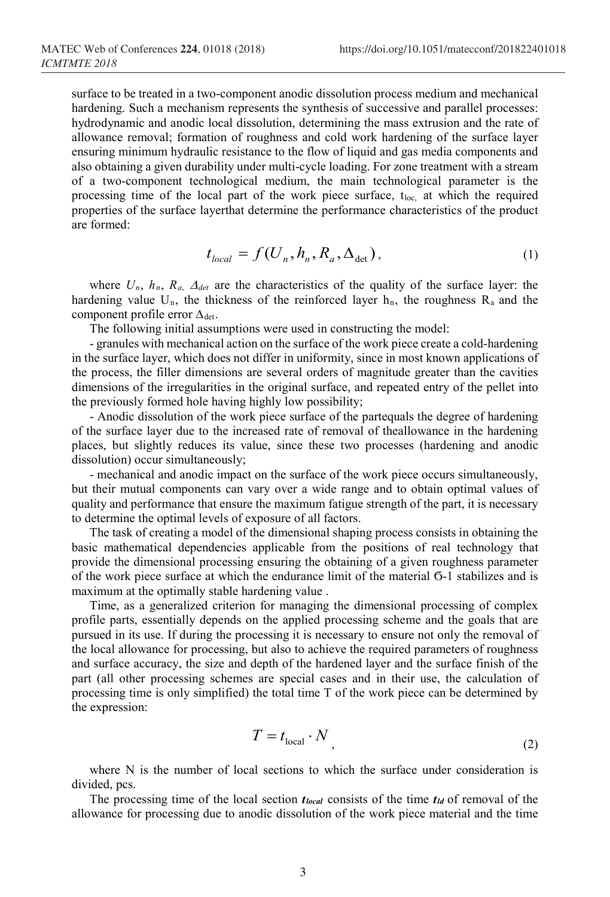surface to be treated in a two-component anodic dissolution process medium and mechanical hardening. Such a mechanism represents the synthesis of successive and parallel processes: hydrodynamic and anodic local dissolution, determining the mass extrusion and the rate of allowance removal; formation of roughness and cold work hardening of the surface layer ensuring minimum hydraulic resistance to the flow of liquid and gas media components and also obtaining a given durability under multi-cycle loading. For zone treatment with a stream of a two-component technological medium, the main technological parameter is the processing time of the local part of the work piece surface, $t_{loc,}$ at which the required properties of the surface layerthat determine the performance characteristics of the product are formed:

$$t_{local} = f(U_n, h_n, R_a, \Delta_{\det}), \tag{1}$$

where $U_n$, $h_n$, $R_a$, $\Delta_{det}$ are the characteristics of the quality of the surface layer: the hardening value $U_n$, the thickness of the reinforced layer $h_n$, the roughness $R_a$ and the component profile error $\Delta_{\det}$.

The following initial assumptions were used in constructing the model:

- granules with mechanical action on the surface of the work piece create a cold-hardening in the surface layer, which does not differ in uniformity, since in most known applications of the process, the filler dimensions are several orders of magnitude greater than the cavities dimensions of the irregularities in the original surface, and repeated entry of the pellet into the previously formed hole having highly low possibility;

- Anodic dissolution of the work piece surface of the partequals the degree of hardening of the surface layer due to the increased rate of removal of theallowance in the hardening places, but slightly reduces its value, since these two processes (hardening and anodic dissolution) occur simultaneously;

- mechanical and anodic impact on the surface of the work piece occurs simultaneously, but their mutual components can vary over a wide range and to obtain optimal values of quality and performance that ensure the maximum fatigue strength of the part, it is necessary to determine the optimal levels of exposure of all factors.

The task of creating a model of the dimensional shaping process consists in obtaining the basic mathematical dependencies applicable from the positions of real technology that provide the dimensional processing ensuring the obtaining of a given roughness parameter of the work piece surface at which the endurance limit of the material $\sigma_{-1}$ stabilizes and is maximum at the optimally stable hardening value .

Time, as a generalized criterion for managing the dimensional processing of complex profile parts, essentially depends on the applied processing scheme and the goals that are pursued in its use. If during the processing it is necessary to ensure not only the removal of the local allowance for processing, but also to achieve the required parameters of roughness and surface accuracy, the size and depth of the hardened layer and the surface finish of the part (all other processing schemes are special cases and in their use, the calculation of processing time is only simplified) the total time T of the work piece can be determined by the expression:

$$T = t_{\text{local}} \cdot N \, , \tag{2}$$

where N is the number of local sections to which the surface under consideration is divided, pcs.

The processing time of the local section $t_{local}$ consists of the time $t_{ld}$ of removal of the allowance for processing due to anodic dissolution of the work piece material and the time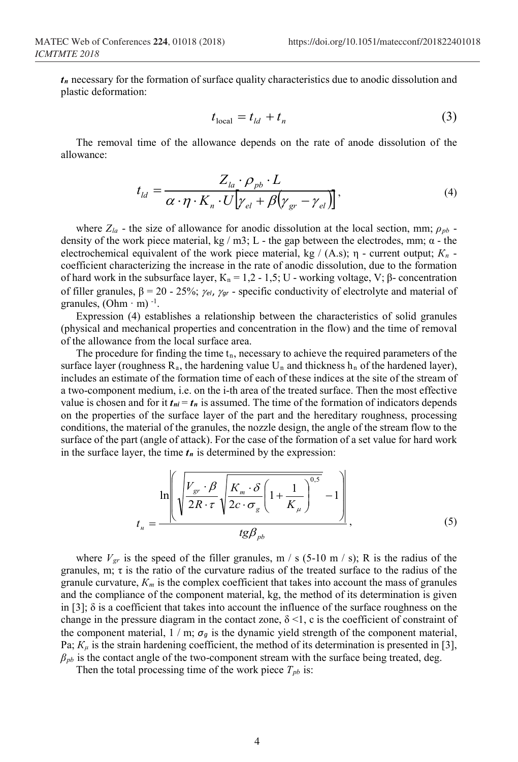$t_n$ necessary for the formation of surface quality characteristics due to anodic dissolution and plastic deformation:

$$t_{\text{local}} = t_{ld} + t_n \tag{3}$$

The removal time of the allowance depends on the rate of anode dissolution of the allowance:

$$t_{ld} = \frac{Z_{la} \cdot \rho_{pb} \cdot L}{\alpha \cdot \eta \cdot K_n \cdot U\left[\gamma_{el} + \beta\left(\gamma_{gr} - \gamma_{el}\right)\right]}, \tag{4}$$

where $Z_{la}$ - the size of allowance for anodic dissolution at the local section, mm; $\rho_{pb}$ - density of the work piece material, kg / m3; L - the gap between the electrodes, mm; α - the electrochemical equivalent of the work piece material, kg / (A.s); η - current output; $K_n$ - coefficient characterizing the increase in the rate of anodic dissolution, due to the formation of hard work in the subsurface layer, $K_n$ = 1,2 - 1,5; U - working voltage, V; β- concentration of filler granules, β = 20 - 25%; $\gamma_{el}$, $\gamma_{gr}$ - specific conductivity of electrolyte and material of granules, (Ohm · m) $^{-1}$.

Expression (4) establishes a relationship between the characteristics of solid granules (physical and mechanical properties and concentration in the flow) and the time of removal of the allowance from the local surface area.

The procedure for finding the time $t_n$, necessary to achieve the required parameters of the surface layer (roughness $R_a$, the hardening value $U_n$ and thickness $h_n$ of the hardened layer), includes an estimate of the formation time of each of these indices at the site of the stream of a two-component medium, i.e. on the i-th area of the treated surface. Then the most effective value is chosen and for it $t_{ni} = t_n$ is assumed. The time of the formation of indicators depends on the properties of the surface layer of the part and the hereditary roughness, processing conditions, the material of the granules, the nozzle design, the angle of the stream flow to the surface of the part (angle of attack). For the case of the formation of a set value for hard work in the surface layer, the time $t_n$ is determined by the expression:

$$t_n = \frac{\ln\left|\left(\sqrt{\frac{V_{gr} \cdot \beta}{2R \cdot \tau}} \sqrt{\frac{K_m \cdot \delta}{2c \cdot \sigma_g}\left(1 + \frac{1}{K_\mu}\right)}^{0,5} - 1\right)\right|}{tg\beta_{pb}}, \tag{5}$$

where $V_{gr}$ is the speed of the filler granules, m / s (5-10 m / s); R is the radius of the granules, m; τ is the ratio of the curvature radius of the treated surface to the radius of the granule curvature, $K_m$ is the complex coefficient that takes into account the mass of granules and the compliance of the component material, kg, the method of its determination is given in [3]; δ is a coefficient that takes into account the influence of the surface roughness on the change in the pressure diagram in the contact zone, δ <1, c is the coefficient of constraint of the component material, 1 / m; $\sigma_g$ is the dynamic yield strength of the component material, Pa; $K_\mu$ is the strain hardening coefficient, the method of its determination is presented in [3], $\beta_{pb}$ is the contact angle of the two-component stream with the surface being treated, deg.

Then the total processing time of the work piece $T_{pb}$ is: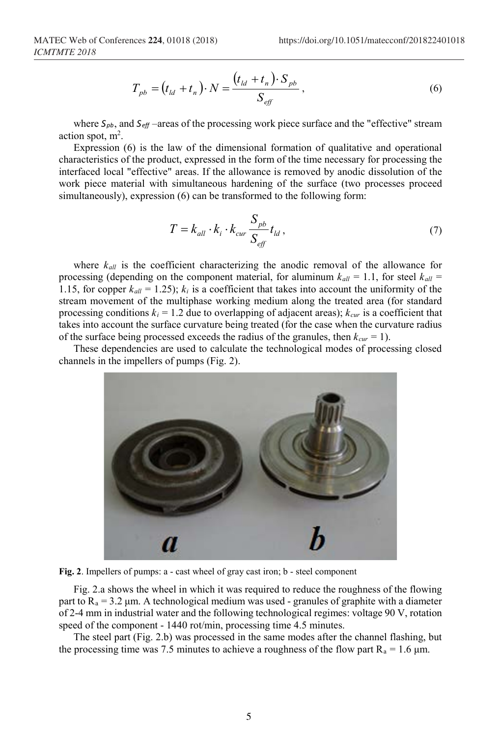$$T_{pb} = (t_{ld} + t_n) \cdot N = \frac{(t_{ld} + t_n) \cdot S_{pb}}{S_{eff}}, \tag{6}$$

where $S_{pb}$, and $S_{eff}$ –areas of the processing work piece surface and the "effective" stream action spot, $m^2$.

Expression (6) is the law of the dimensional formation of qualitative and operational characteristics of the product, expressed in the form of the time necessary for processing the interfaced local "effective" areas. If the allowance is removed by anodic dissolution of the work piece material with simultaneous hardening of the surface (two processes proceed simultaneously), expression (6) can be transformed to the following form:

$$T = k_{all} \cdot k_i \cdot k_{cur} \frac{S_{pb}}{S_{eff}} t_{ld}, \tag{7}$$

where $k_{all}$ is the coefficient characterizing the anodic removal of the allowance for processing (depending on the component material, for aluminum $k_{all} = 1.1$, for steel $k_{all} = 1.15$, for copper $k_{all} = 1.25$); $k_i$ is a coefficient that takes into account the uniformity of the stream movement of the multiphase working medium along the treated area (for standard processing conditions $k_i = 1.2$ due to overlapping of adjacent areas); $k_{cur}$ is a coefficient that takes into account the surface curvature being treated (for the case when the curvature radius of the surface being processed exceeds the radius of the granules, then $k_{cur} = 1$).

These dependencies are used to calculate the technological modes of processing closed channels in the impellers of pumps (Fig. 2).

**Fig. 2**. Impellers of pumps: a - cast wheel of gray cast iron; b - steel component

Fig. 2.a shows the wheel in which it was required to reduce the roughness of the flowing part to $R_a = 3.2$ μm. A technological medium was used - granules of graphite with a diameter of 2-4 mm in industrial water and the following technological regimes: voltage 90 V, rotation speed of the component - 1440 rot/min, processing time 4.5 minutes.

The steel part (Fig. 2.b) was processed in the same modes after the channel flashing, but the processing time was 7.5 minutes to achieve a roughness of the flow part $R_a = 1.6$ μm.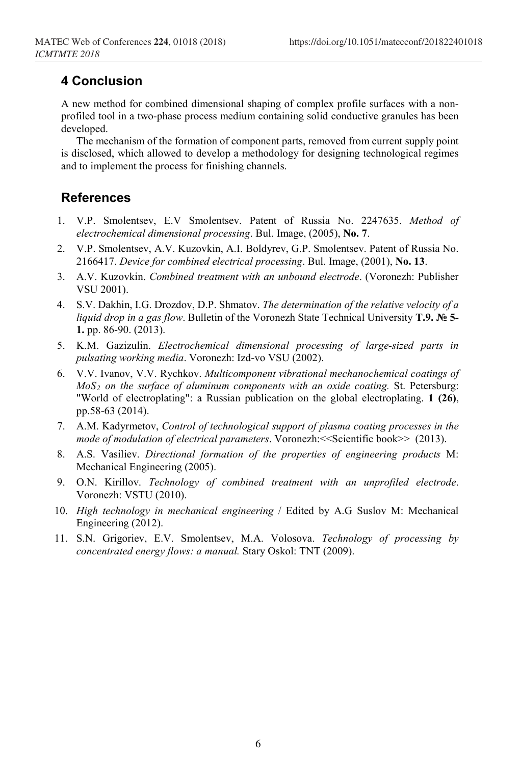## 4 Conclusion

A new method for combined dimensional shaping of complex profile surfaces with a non-profiled tool in a two-phase process medium containing solid conductive granules has been developed.

The mechanism of the formation of component parts, removed from current supply point is disclosed, which allowed to develop a methodology for designing technological regimes and to implement the process for finishing channels.

## References

1. V.P. Smolentsev, E.V Smolentsev. Patent of Russia No. 2247635. *Method of electrochemical dimensional processing*. Bul. Image, (2005), **No. 7**.
2. V.P. Smolentsev, A.V. Kuzovkin, A.I. Boldyrev, G.P. Smolentsev. Patent of Russia No. 2166417. *Device for combined electrical processing*. Bul. Image, (2001), **No. 13**.
3. A.V. Kuzovkin. *Combined treatment with an unbound electrode*. (Voronezh: Publisher VSU 2001).
4. S.V. Dakhin, I.G. Drozdov, D.P. Shmatov. *The determination of the relative velocity of a liquid drop in a gas flow*. Bulletin of the Voronezh State Technical University **T.9. № 5-1.** pp. 86-90. (2013).
5. K.M. Gazizulin. *Electrochemical dimensional processing of large-sized parts in pulsating working media*. Voronezh: Izd-vo VSU (2002).
6. V.V. Ivanov, V.V. Rychkov. *Multicomponent vibrational mechanochemical coatings of $MoS_2$ on the surface of aluminum components with an oxide coating.* St. Petersburg: "World of electroplating": a Russian publication on the global electroplating. **1 (26)**, pp.58-63 (2014).
7. A.M. Kadyrmetov, *Control of technological support of plasma coating processes in the mode of modulation of electrical parameters*. Voronezh:<<Scientific book>> (2013).
8. A.S. Vasiliev. *Directional formation of the properties of engineering products* M: Mechanical Engineering (2005).
9. O.N. Kirillov. *Technology of combined treatment with an unprofiled electrode*. Voronezh: VSTU (2010).
10. *High technology in mechanical engineering* / Edited by A.G Suslov M: Mechanical Engineering (2012).
11. S.N. Grigoriev, E.V. Smolentsev, M.A. Volosova. *Technology of processing by concentrated energy flows: a manual.* Stary Oskol: TNT (2009).